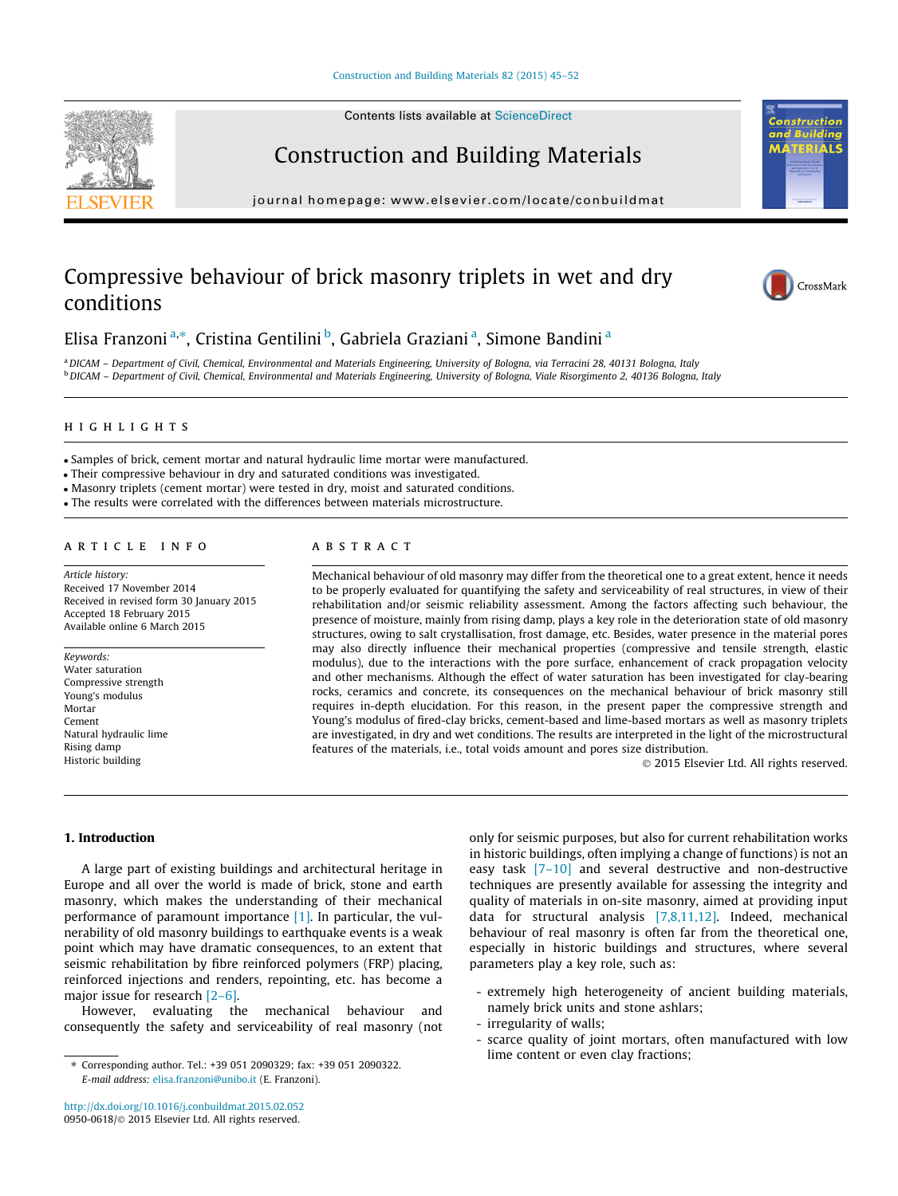# Compressive behaviour of brick masonry triplets in wet and dry conditions

Elisa Franzoni [a,*], Cristina Gentilini [b], Gabriela Graziani [a], Simone Bandini [a]

[a] DICAM – Department of Civil, Chemical, Environmental and Materials Engineering, University of Bologna, via Terracini 28, 40131 Bologna, Italy
[b] DICAM – Department of Civil, Chemical, Environmental and Materials Engineering, University of Bologna, Viale Risorgimento 2, 40136 Bologna, Italy

## HIGHLIGHTS

- Samples of brick, cement mortar and natural hydraulic lime mortar were manufactured.
- Their compressive behaviour in dry and saturated conditions was investigated.
- Masonry triplets (cement mortar) were tested in dry, moist and saturated conditions.
- The results were correlated with the differences between materials microstructure.

## ARTICLE INFO

*Article history:*
Received 17 November 2014
Received in revised form 30 January 2015
Accepted 18 February 2015
Available online 6 March 2015

*Keywords:*
Water saturation
Compressive strength
Young's modulus
Mortar
Cement
Natural hydraulic lime
Rising damp
Historic building

## ABSTRACT

Mechanical behaviour of old masonry may differ from the theoretical one to a great extent, hence it needs to be properly evaluated for quantifying the safety and serviceability of real structures, in view of their rehabilitation and/or seismic reliability assessment. Among the factors affecting such behaviour, the presence of moisture, mainly from rising damp, plays a key role in the deterioration state of old masonry structures, owing to salt crystallisation, frost damage, etc. Besides, water presence in the material pores may also directly influence their mechanical properties (compressive and tensile strength, elastic modulus), due to the interactions with the pore surface, enhancement of crack propagation velocity and other mechanisms. Although the effect of water saturation has been investigated for clay-bearing rocks, ceramics and concrete, its consequences on the mechanical behaviour of brick masonry still requires in-depth elucidation. For this reason, in the present paper the compressive strength and Young's modulus of fired-clay bricks, cement-based and lime-based mortars as well as masonry triplets are investigated, in dry and wet conditions. The results are interpreted in the light of the microstructural features of the materials, i.e., total voids amount and pores size distribution.

© 2015 Elsevier Ltd. All rights reserved.

## 1. Introduction

A large part of existing buildings and architectural heritage in Europe and all over the world is made of brick, stone and earth masonry, which makes the understanding of their mechanical performance of paramount importance [1]. In particular, the vulnerability of old masonry buildings to earthquake events is a weak point which may have dramatic consequences, to an extent that seismic rehabilitation by fibre reinforced polymers (FRP) placing, reinforced injections and renders, repointing, etc. has become a major issue for research [2–6].

However, evaluating the mechanical behaviour and consequently the safety and serviceability of real masonry (not only for seismic purposes, but also for current rehabilitation works in historic buildings, often implying a change of functions) is not an easy task [7–10] and several destructive and non-destructive techniques are presently available for assessing the integrity and quality of materials in on-site masonry, aimed at providing input data for structural analysis [7,8,11,12]. Indeed, mechanical behaviour of real masonry is often far from the theoretical one, especially in historic buildings and structures, where several parameters play a key role, such as:

- extremely high heterogeneity of ancient building materials, namely brick units and stone ashlars;
- irregularity of walls;
- scarce quality of joint mortars, often manufactured with low lime content or even clay fractions;

---

* Corresponding author. Tel.: +39 051 2090329; fax: +39 051 2090322.
*E-mail address:* elisa.franzoni@unibo.it (E. Franzoni).

http://dx.doi.org/10.1016/j.conbuildmat.2015.02.052
0950-0618/© 2015 Elsevier Ltd. All rights reserved.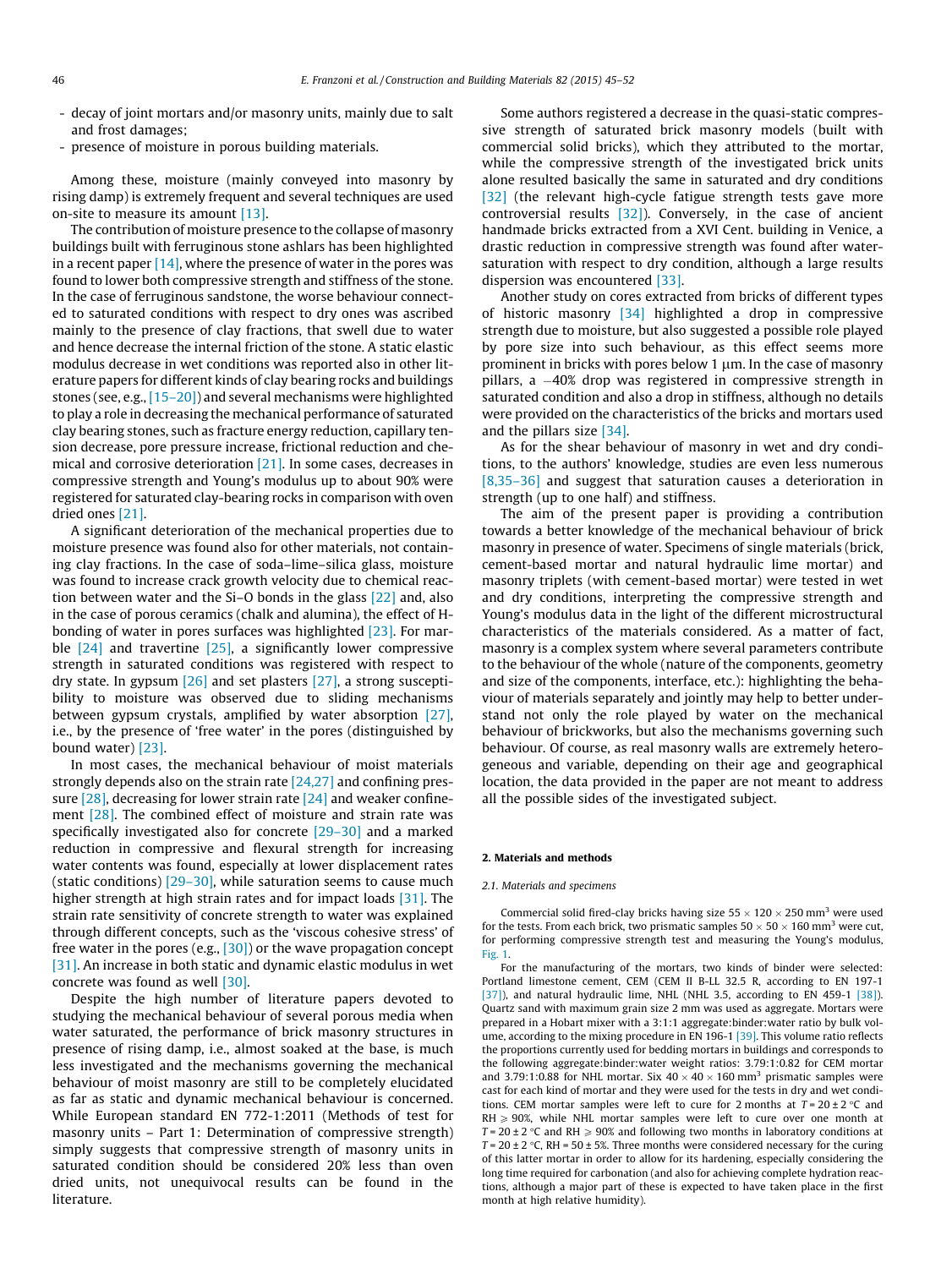- decay of joint mortars and/or masonry units, mainly due to salt and frost damages;
- presence of moisture in porous building materials.

Among these, moisture (mainly conveyed into masonry by rising damp) is extremely frequent and several techniques are used on-site to measure its amount [13].

The contribution of moisture presence to the collapse of masonry buildings built with ferruginous stone ashlars has been highlighted in a recent paper [14], where the presence of water in the pores was found to lower both compressive strength and stiffness of the stone. In the case of ferruginous sandstone, the worse behaviour connected to saturated conditions with respect to dry ones was ascribed mainly to the presence of clay fractions, that swell due to water and hence decrease the internal friction of the stone. A static elastic modulus decrease in wet conditions was reported also in other literature papers for different kinds of clay bearing rocks and buildings stones (see, e.g., [15–20]) and several mechanisms were highlighted to play a role in decreasing the mechanical performance of saturated clay bearing stones, such as fracture energy reduction, capillary tension decrease, pore pressure increase, frictional reduction and chemical and corrosive deterioration [21]. In some cases, decreases in compressive strength and Young's modulus up to about 90% were registered for saturated clay-bearing rocks in comparison with oven dried ones [21].

A significant deterioration of the mechanical properties due to moisture presence was found also for other materials, not containing clay fractions. In the case of soda–lime–silica glass, moisture was found to increase crack growth velocity due to chemical reaction between water and the Si–O bonds in the glass [22] and, also in the case of porous ceramics (chalk and alumina), the effect of H-bonding of water in pores surfaces was highlighted [23]. For marble [24] and travertine [25], a significantly lower compressive strength in saturated conditions was registered with respect to dry state. In gypsum [26] and set plasters [27], a strong susceptibility to moisture was observed due to sliding mechanisms between gypsum crystals, amplified by water absorption [27], i.e., by the presence of 'free water' in the pores (distinguished by bound water) [23].

In most cases, the mechanical behaviour of moist materials strongly depends also on the strain rate [24,27] and confining pressure [28], decreasing for lower strain rate [24] and weaker confinement [28]. The combined effect of moisture and strain rate was specifically investigated also for concrete [29–30] and a marked reduction in compressive and flexural strength for increasing water contents was found, especially at lower displacement rates (static conditions) [29–30], while saturation seems to cause much higher strength at high strain rates and for impact loads [31]. The strain rate sensitivity of concrete strength to water was explained through different concepts, such as the 'viscous cohesive stress' of free water in the pores (e.g., [30]) or the wave propagation concept [31]. An increase in both static and dynamic elastic modulus in wet concrete was found as well [30].

Despite the high number of literature papers devoted to studying the mechanical behaviour of several porous media when water saturated, the performance of brick masonry structures in presence of rising damp, i.e., almost soaked at the base, is much less investigated and the mechanisms governing the mechanical behaviour of moist masonry are still to be completely elucidated as far as static and dynamic mechanical behaviour is concerned. While European standard EN 772-1:2011 (Methods of test for masonry units – Part 1: Determination of compressive strength) simply suggests that compressive strength of masonry units in saturated condition should be considered 20% less than oven dried units, not unequivocal results can be found in the literature.

Some authors registered a decrease in the quasi-static compressive strength of saturated brick masonry models (built with commercial solid bricks), which they attributed to the mortar, while the compressive strength of the investigated brick units alone resulted basically the same in saturated and dry conditions [32] (the relevant high-cycle fatigue strength tests gave more controversial results [32]). Conversely, in the case of ancient handmade bricks extracted from a XVI Cent. building in Venice, a drastic reduction in compressive strength was found after water-saturation with respect to dry condition, although a large results dispersion was encountered [33].

Another study on cores extracted from bricks of different types of historic masonry [34] highlighted a drop in compressive strength due to moisture, but also suggested a possible role played by pore size into such behaviour, as this effect seems more prominent in bricks with pores below 1 μm. In the case of masonry pillars, a −40% drop was registered in compressive strength in saturated condition and also a drop in stiffness, although no details were provided on the characteristics of the bricks and mortars used and the pillars size [34].

As for the shear behaviour of masonry in wet and dry conditions, to the authors' knowledge, studies are even less numerous [8,35–36] and suggest that saturation causes a deterioration in strength (up to one half) and stiffness.

The aim of the present paper is providing a contribution towards a better knowledge of the mechanical behaviour of brick masonry in presence of water. Specimens of single materials (brick, cement-based mortar and natural hydraulic lime mortar) and masonry triplets (with cement-based mortar) were tested in wet and dry conditions, interpreting the compressive strength and Young's modulus data in the light of the different microstructural characteristics of the materials considered. As a matter of fact, masonry is a complex system where several parameters contribute to the behaviour of the whole (nature of the components, geometry and size of the components, interface, etc.): highlighting the behaviour of materials separately and jointly may help to better understand not only the role played by water on the mechanical behaviour of brickworks, but also the mechanisms governing such behaviour. Of course, as real masonry walls are extremely heterogeneous and variable, depending on their age and geographical location, the data provided in the paper are not meant to address all the possible sides of the investigated subject.

## 2. Materials and methods

### 2.1. Materials and specimens

Commercial solid fired-clay bricks having size $55 \times 120 \times 250$ mm$^3$ were used for the tests. From each brick, two prismatic samples $50 \times 50 \times 160$ mm$^3$ were cut, for performing compressive strength test and measuring the Young's modulus, Fig. 1.

For the manufacturing of the mortars, two kinds of binder were selected: Portland limestone cement, CEM (CEM II B-LL 32.5 R, according to EN 197-1 [37]), and natural hydraulic lime, NHL (NHL 3.5, according to EN 459-1 [38]). Quartz sand with maximum grain size 2 mm was used as aggregate. Mortars were prepared in a Hobart mixer with a 3:1:1 aggregate:binder:water ratio by bulk volume, according to the mixing procedure in EN 196-1 [39]. This volume ratio reflects the proportions currently used for bedding mortars in buildings and corresponds to the following aggregate:binder:water weight ratios: 3.79:1:0.82 for CEM mortar and 3.79:1:0.88 for NHL mortar. Six $40 \times 40 \times 160$ mm$^3$ prismatic samples were cast for each kind of mortar and they were used for the tests in dry and wet conditions. CEM mortar samples were left to cure for 2 months at $T = 20 \pm 2$ °C and RH $\geq$ 90%, while NHL mortar samples were left to cure over one month at $T = 20 \pm 2$ °C and RH $\geq$ 90% and following two months in laboratory conditions at $T = 20 \pm 2$ °C, RH = 50 ± 5%. Three months were considered necessary for the curing of this latter mortar in order to allow for its hardening, especially considering the long time required for carbonation (and also for achieving complete hydration reactions, although a major part of these is expected to have taken place in the first month at high relative humidity).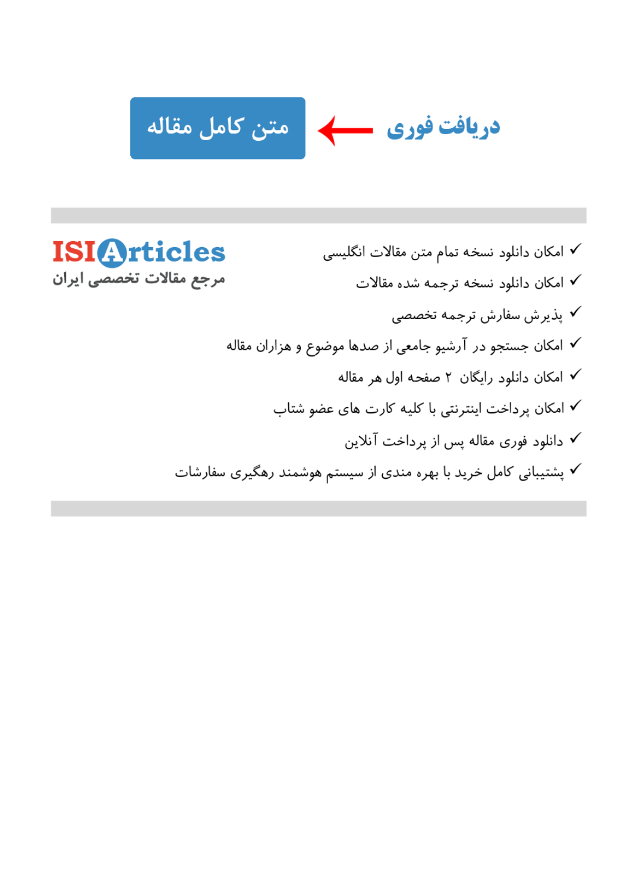دریافت فوری ← متن کامل مقاله

ISIArticles
مرجع مقالات تخصصی ایران

- ✓ امکان دانلود نسخه تمام متن مقالات انگلیسی
- ✓ امکان دانلود نسخه ترجمه شده مقالات
- ✓ پذیرش سفارش ترجمه تخصصی
- ✓ امکان جستجو در آرشیو جامعی از صدها موضوع و هزاران مقاله
- ✓ امکان دانلود رایگان ۲ صفحه اول هر مقاله
- ✓ امکان پرداخت اینترنتی با کلیه کارت های عضو شتاب
- ✓ دانلود فوری مقاله پس از پرداخت آنلاین
- ✓ پشتیبانی کامل خرید با بهره مندی از سیستم هوشمند رهگیری سفارشات